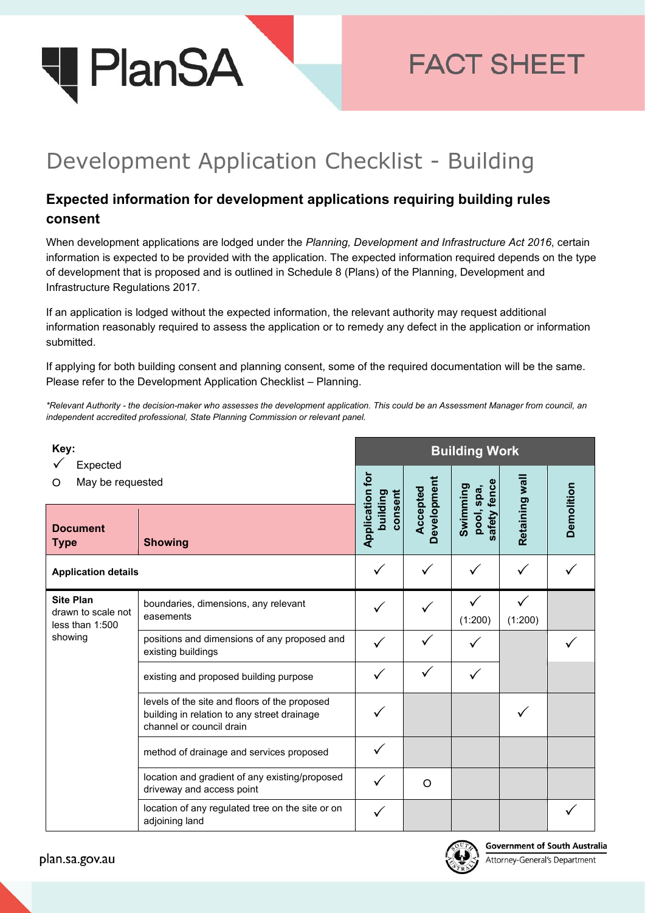# Development Application Checklist - Building

## Expected information for development applications requiring building rules consent

When development applications are lodged under the *Planning, Development and Infrastructure Act 2016*, certain information is expected to be provided with the application. The expected information required depends on the type of development that is proposed and is outlined in Schedule 8 (Plans) of the Planning, Development and Infrastructure Regulations 2017.

If an application is lodged without the expected information, the relevant authority may request additional information reasonably required to assess the application or to remedy any defect in the application or information submitted.

If applying for both building consent and planning consent, some of the required documentation will be the same. Please refer to the Development Application Checklist – Planning.

*\*Relevant Authority - the decision-maker who assesses the development application. This could be an Assessment Manager from council, an independent accredited professional, State Planning Commission or relevant panel.*

**Key:**
✓ Expected
O May be requested

| Document Type | Showing | Building Work: Application for building consent | Accepted Development | Swimming pool, spa, safety fence | Retaining wall | Demolition |
|---|---|---|---|---|---|---|
| **Application details** | | ✓ | ✓ | ✓ | ✓ | ✓ |
| **Site Plan** drawn to scale not less than 1:500 showing | boundaries, dimensions, any relevant easements | ✓ | ✓ | ✓ (1:200) | ✓ (1:200) | |
| | positions and dimensions of any proposed and existing buildings | ✓ | ✓ | ✓ | | ✓ |
| | existing and proposed building purpose | ✓ | ✓ | ✓ | | |
| | levels of the site and floors of the proposed building in relation to any street drainage channel or council drain | ✓ | | | ✓ | |
| | method of drainage and services proposed | ✓ | | | | |
| | location and gradient of any existing/proposed driveway and access point | ✓ | O | | | |
| | location of any regulated tree on the site or on adjoining land | ✓ | | | | ✓ |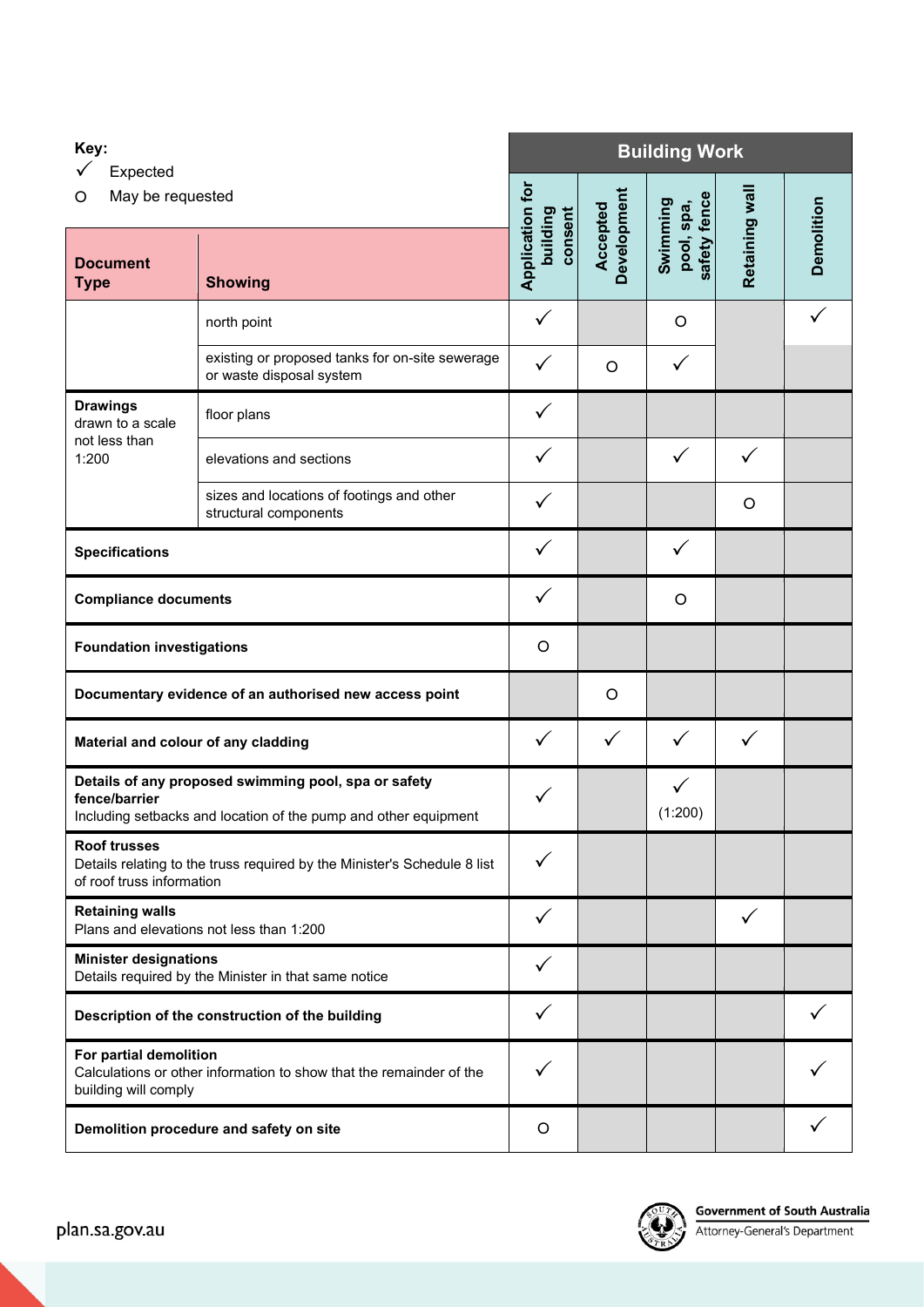**Key:**

✓ Expected

O May be requested

| Document Type | Showing | Building Work: Application for building consent | Building Work: Accepted Development | Building Work: Swimming pool, spa, safety fence | Building Work: Retaining wall | Building Work: Demolition |
|---|---|---|---|---|---|---|
| | north point | ✓ | | O | | ✓ |
| | existing or proposed tanks for on-site sewerage or waste disposal system | ✓ | O | ✓ | | |
| **Drawings** drawn to a scale not less than 1:200 | floor plans | ✓ | | | | |
| | elevations and sections | ✓ | | ✓ | ✓ | |
| | sizes and locations of footings and other structural components | ✓ | | | O | |
| **Specifications** | | ✓ | | ✓ | | |
| **Compliance documents** | | ✓ | | O | | |
| **Foundation investigations** | | O | | | | |
| **Documentary evidence of an authorised new access point** | | | O | | | |
| **Material and colour of any cladding** | | ✓ | ✓ | ✓ | ✓ | |
| **Details of any proposed swimming pool, spa or safety fence/barrier** Including setbacks and location of the pump and other equipment | | ✓ | | ✓ (1:200) | | |
| **Roof trusses** Details relating to the truss required by the Minister's Schedule 8 list of roof truss information | | ✓ | | | | |
| **Retaining walls** Plans and elevations not less than 1:200 | | ✓ | | | ✓ | |
| **Minister designations** Details required by the Minister in that same notice | | ✓ | | | | |
| **Description of the construction of the building** | | ✓ | | | | ✓ |
| **For partial demolition** Calculations or other information to show that the remainder of the building will comply | | ✓ | | | | ✓ |
| **Demolition procedure and safety on site** | | O | | | | ✓ |

plan.sa.gov.au

Government of South Australia
Attorney-General's Department